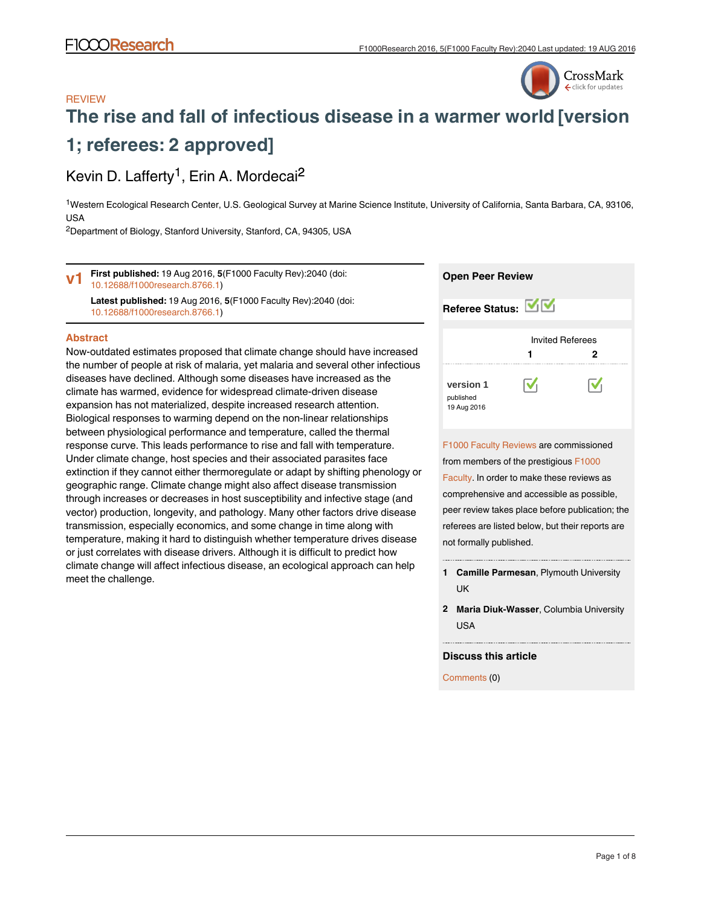REVIEW

# The rise and fall of infectious disease in a warmer world [version 1; referees: 2 approved]

Kevin D. Lafferty[1], Erin A. Mordecai[2]

[1]Western Ecological Research Center, U.S. Geological Survey at Marine Science Institute, University of California, Santa Barbara, CA, 93106, USA

[2]Department of Biology, Stanford University, Stanford, CA, 94305, USA

**v1** **First published:** 19 Aug 2016, **5**(F1000 Faculty Rev):2040 (doi: 10.12688/f1000research.8766.1)

**Latest published:** 19 Aug 2016, **5**(F1000 Faculty Rev):2040 (doi: 10.12688/f1000research.8766.1)

## Abstract

Now-outdated estimates proposed that climate change should have increased the number of people at risk of malaria, yet malaria and several other infectious diseases have declined. Although some diseases have increased as the climate has warmed, evidence for widespread climate-driven disease expansion has not materialized, despite increased research attention. Biological responses to warming depend on the non-linear relationships between physiological performance and temperature, called the thermal response curve. This leads performance to rise and fall with temperature. Under climate change, host species and their associated parasites face extinction if they cannot either thermoregulate or adapt by shifting phenology or geographic range. Climate change might also affect disease transmission through increases or decreases in host susceptibility and infective stage (and vector) production, longevity, and pathology. Many other factors drive disease transmission, especially economics, and some change in time along with temperature, making it hard to distinguish whether temperature drives disease or just correlates with disease drivers. Although it is difficult to predict how climate change will affect infectious disease, an ecological approach can help meet the challenge.

**Open Peer Review**

**Referee Status:** ✓ ✓

| | Invited Referees | |
|---|---|---|
| | **1** | **2** |
| **version 1** published 19 Aug 2016 | ✓ | ✓ |

F1000 Faculty Reviews are commissioned from members of the prestigious F1000 Faculty. In order to make these reviews as comprehensive and accessible as possible, peer review takes place before publication; the referees are listed below, but their reports are not formally published.

1. **Camille Parmesan**, Plymouth University UK
2. **Maria Diuk-Wasser**, Columbia University USA

**Discuss this article**

Comments (0)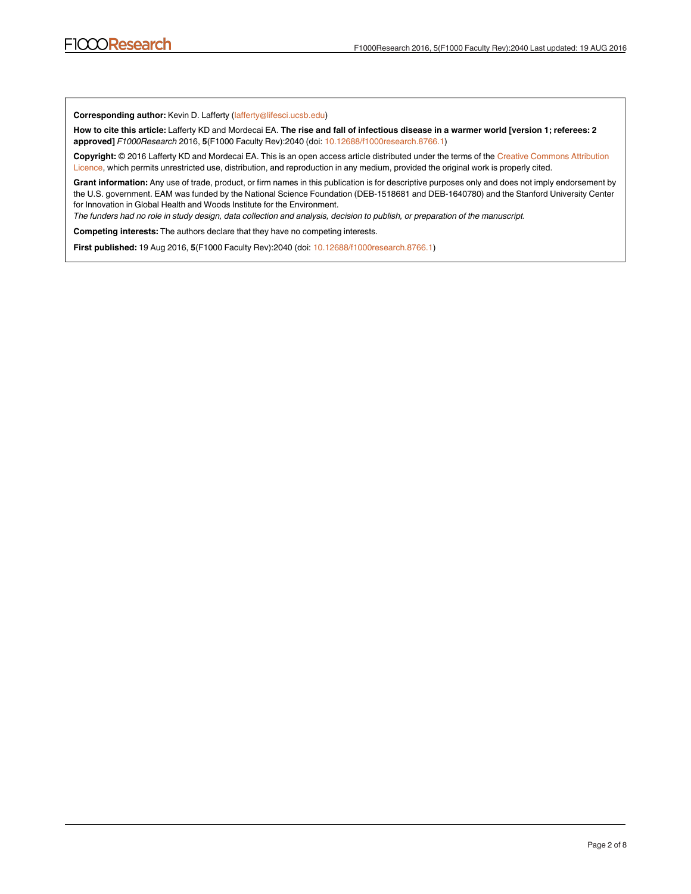**Corresponding author:** Kevin D. Lafferty (lafferty@lifesci.ucsb.edu)

**How to cite this article:** Lafferty KD and Mordecai EA. **The rise and fall of infectious disease in a warmer world [version 1; referees: 2 approved]** *F1000Research* 2016, **5**(F1000 Faculty Rev):2040 (doi: 10.12688/f1000research.8766.1)

**Copyright:** © 2016 Lafferty KD and Mordecai EA. This is an open access article distributed under the terms of the Creative Commons Attribution Licence, which permits unrestricted use, distribution, and reproduction in any medium, provided the original work is properly cited.

**Grant information:** Any use of trade, product, or firm names in this publication is for descriptive purposes only and does not imply endorsement by the U.S. government. EAM was funded by the National Science Foundation (DEB-1518681 and DEB-1640780) and the Stanford University Center for Innovation in Global Health and Woods Institute for the Environment.

*The funders had no role in study design, data collection and analysis, decision to publish, or preparation of the manuscript.*

**Competing interests:** The authors declare that they have no competing interests.

**First published:** 19 Aug 2016, **5**(F1000 Faculty Rev):2040 (doi: 10.12688/f1000research.8766.1)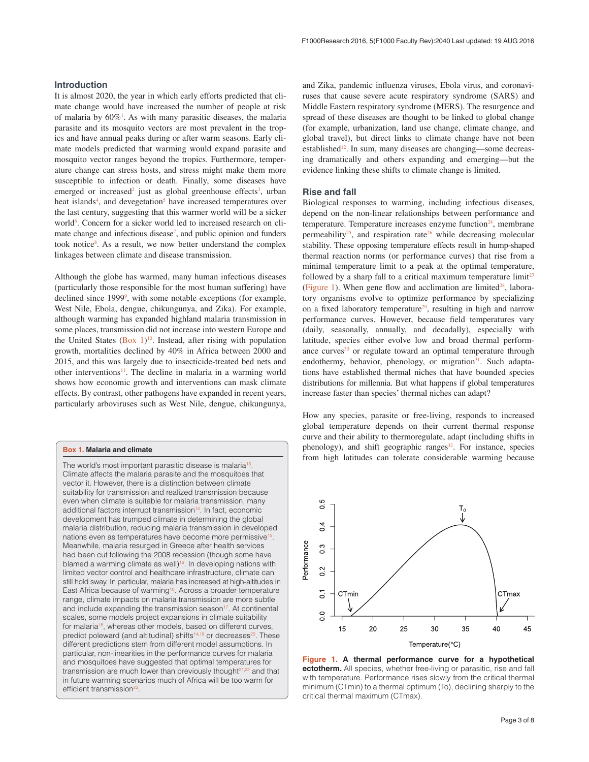## Introduction

It is almost 2020, the year in which early efforts predicted that climate change would have increased the number of people at risk of malaria by 60%[1]. As with many parasitic diseases, the malaria parasite and its mosquito vectors are most prevalent in the tropics and have annual peaks during or after warm seasons. Early climate models predicted that warming would expand parasite and mosquito vector ranges beyond the tropics. Furthermore, temperature change can stress hosts, and stress might make them more susceptible to infection or death. Finally, some diseases have emerged or increased[2] just as global greenhouse effects[3], urban heat islands[4], and devegetation[5] have increased temperatures over the last century, suggesting that this warmer world will be a sicker world[6]. Concern for a sicker world led to increased research on climate change and infectious disease[7], and public opinion and funders took notice[8]. As a result, we now better understand the complex linkages between climate and disease transmission.

Although the globe has warmed, many human infectious diseases (particularly those responsible for the most human suffering) have declined since 1999[9], with some notable exceptions (for example, West Nile, Ebola, dengue, chikungunya, and Zika). For example, although warming has expanded highland malaria transmission in some places, transmission did not increase into western Europe and the United States (Box 1)[10]. Instead, after rising with population growth, mortalities declined by 40% in Africa between 2000 and 2015, and this was largely due to insecticide-treated bed nets and other interventions[11]. The decline in malaria in a warming world shows how economic growth and interventions can mask climate effects. By contrast, other pathogens have expanded in recent years, particularly arboviruses such as West Nile, dengue, chikungunya, and Zika, pandemic influenza viruses, Ebola virus, and coronaviruses that cause severe acute respiratory syndrome (SARS) and Middle Eastern respiratory syndrome (MERS). The resurgence and spread of these diseases are thought to be linked to global change (for example, urbanization, land use change, climate change, and global travel), but direct links to climate change have not been established[12]. In sum, many diseases are changing—some decreasing dramatically and others expanding and emerging—but the evidence linking these shifts to climate change is limited.

**Box 1. Malaria and climate**

The world's most important parasitic disease is malaria[13]. Climate affects the malaria parasite and the mosquitoes that vector it. However, there is a distinction between climate suitability for transmission and realized transmission because even when climate is suitable for malaria transmission, many additional factors interrupt transmission[14]. In fact, economic development has trumped climate in determining the global malaria distribution, reducing malaria transmission in developed nations even as temperatures have become more permissive[15]. Meanwhile, malaria resurged in Greece after health services had been cut following the 2008 recession (though some have blamed a warming climate as well)[16]. In developing nations with limited vector control and healthcare infrastructure, climate can still hold sway. In particular, malaria has increased at high-altitudes in East Africa because of warming[10]. Across a broader temperature range, climate impacts on malaria transmission are more subtle and include expanding the transmission season[17]. At continental scales, some models project expansions in climate suitability for malaria[18], whereas other models, based on different curves, predict poleward (and altitudinal) shifts[14,19] or decreases[20]. These different predictions stem from different model assumptions. In particular, non-linearities in the performance curves for malaria and mosquitoes have suggested that optimal temperatures for transmission are much lower than previously thought[21,22] and that in future warming scenarios much of Africa will be too warm for efficient transmission[23].

## Rise and fall

Biological responses to warming, including infectious diseases, depend on the non-linear relationships between performance and temperature. Temperature increases enzyme function[24], membrane permeability[25], and respiration rate[26] while decreasing molecular stability. These opposing temperature effects result in hump-shaped thermal reaction norms (or performance curves) that rise from a minimal temperature limit to a peak at the optimal temperature, followed by a sharp fall to a critical maximum temperature limit[27] (Figure 1). When gene flow and acclimation are limited[28], laboratory organisms evolve to optimize performance by specializing on a fixed laboratory temperature[29], resulting in high and narrow performance curves. However, because field temperatures vary (daily, seasonally, annually, and decadally), especially with latitude, species either evolve low and broad thermal performance curves[30] or regulate toward an optimal temperature through endothermy, behavior, phenology, or migration[31]. Such adaptations have established thermal niches that have bounded species distributions for millennia. But what happens if global temperatures increase faster than species' thermal niches can adapt?

How any species, parasite or free-living, responds to increased global temperature depends on their current thermal response curve and their ability to thermoregulate, adapt (including shifts in phenology), and shift geographic ranges[32]. For instance, species from high latitudes can tolerate considerable warming because

**Figure 1. A thermal performance curve for a hypothetical ectotherm.** All species, whether free-living or parasitic, rise and fall with temperature. Performance rises slowly from the critical thermal minimum (CTmin) to a thermal optimum (To), declining sharply to the critical thermal maximum (CTmax).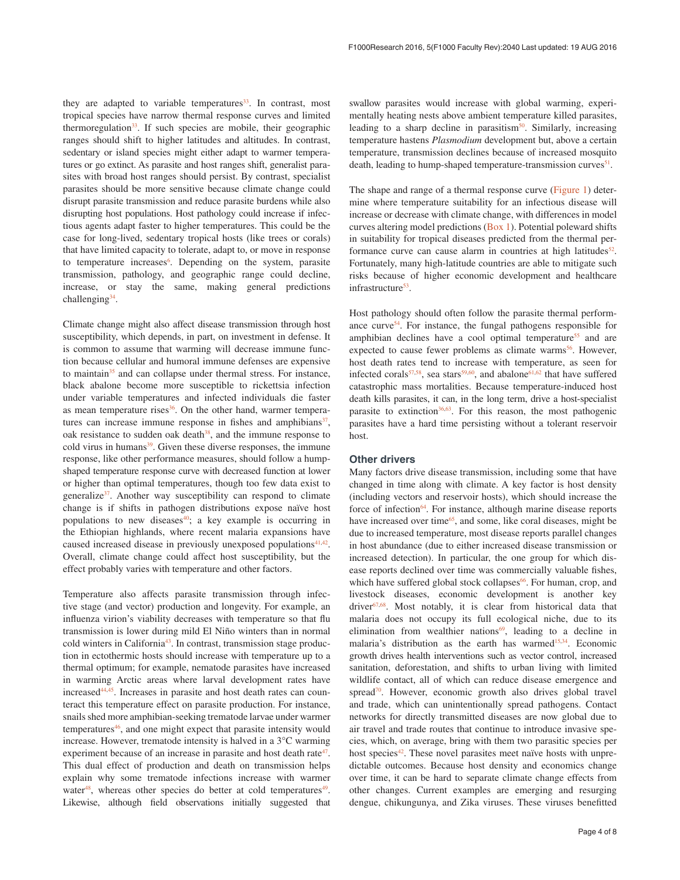they are adapted to variable temperatures[33]. In contrast, most tropical species have narrow thermal response curves and limited thermoregulation[33]. If such species are mobile, their geographic ranges should shift to higher latitudes and altitudes. In contrast, sedentary or island species might either adapt to warmer temperatures or go extinct. As parasite and host ranges shift, generalist parasites with broad host ranges should persist. By contrast, specialist parasites should be more sensitive because climate change could disrupt parasite transmission and reduce parasite burdens while also disrupting host populations. Host pathology could increase if infectious agents adapt faster to higher temperatures. This could be the case for long-lived, sedentary tropical hosts (like trees or corals) that have limited capacity to tolerate, adapt to, or move in response to temperature increases[6]. Depending on the system, parasite transmission, pathology, and geographic range could decline, increase, or stay the same, making general predictions challenging[34].

Climate change might also affect disease transmission through host susceptibility, which depends, in part, on investment in defense. It is common to assume that warming will decrease immune function because cellular and humoral immune defenses are expensive to maintain[35] and can collapse under thermal stress. For instance, black abalone become more susceptible to rickettsia infection under variable temperatures and infected individuals die faster as mean temperature rises[36]. On the other hand, warmer temperatures can increase immune response in fishes and amphibians[37], oak resistance to sudden oak death[38], and the immune response to cold virus in humans[39]. Given these diverse responses, the immune response, like other performance measures, should follow a hump-shaped temperature response curve with decreased function at lower or higher than optimal temperatures, though too few data exist to generalize[37]. Another way susceptibility can respond to climate change is if shifts in pathogen distributions expose naïve host populations to new diseases[40]; a key example is occurring in the Ethiopian highlands, where recent malaria expansions have caused increased disease in previously unexposed populations[41,42]. Overall, climate change could affect host susceptibility, but the effect probably varies with temperature and other factors.

Temperature also affects parasite transmission through infective stage (and vector) production and longevity. For example, an influenza virion's viability decreases with temperature so that flu transmission is lower during mild El Niño winters than in normal cold winters in California[43]. In contrast, transmission stage production in ectothermic hosts should increase with temperature up to a thermal optimum; for example, nematode parasites have increased in warming Arctic areas where larval development rates have increased[44,45]. Increases in parasite and host death rates can counteract this temperature effect on parasite production. For instance, snails shed more amphibian-seeking trematode larvae under warmer temperatures[46], and one might expect that parasite intensity would increase. However, trematode intensity is halved in a 3°C warming experiment because of an increase in parasite and host death rate[47]. This dual effect of production and death on transmission helps explain why some trematode infections increase with warmer water[48], whereas other species do better at cold temperatures[49]. Likewise, although field observations initially suggested that swallow parasites would increase with global warming, experimentally heating nests above ambient temperature killed parasites, leading to a sharp decline in parasitism[50]. Similarly, increasing temperature hastens *Plasmodium* development but, above a certain temperature, transmission declines because of increased mosquito death, leading to hump-shaped temperature-transmission curves[51].

The shape and range of a thermal response curve (Figure 1) determine where temperature suitability for an infectious disease will increase or decrease with climate change, with differences in model curves altering model predictions (Box 1). Potential poleward shifts in suitability for tropical diseases predicted from the thermal performance curve can cause alarm in countries at high latitudes[52]. Fortunately, many high-latitude countries are able to mitigate such risks because of higher economic development and healthcare infrastructure[53].

Host pathology should often follow the parasite thermal performance curve[54]. For instance, the fungal pathogens responsible for amphibian declines have a cool optimal temperature[55] and are expected to cause fewer problems as climate warms[56]. However, host death rates tend to increase with temperature, as seen for infected corals[57,58], sea stars[59,60], and abalone[61,62] that have suffered catastrophic mass mortalities. Because temperature-induced host death kills parasites, it can, in the long term, drive a host-specialist parasite to extinction[36,63]. For this reason, the most pathogenic parasites have a hard time persisting without a tolerant reservoir host.

## Other drivers

Many factors drive disease transmission, including some that have changed in time along with climate. A key factor is host density (including vectors and reservoir hosts), which should increase the force of infection[64]. For instance, although marine disease reports have increased over time[65], and some, like coral diseases, might be due to increased temperature, most disease reports parallel changes in host abundance (due to either increased disease transmission or increased detection). In particular, the one group for which disease reports declined over time was commercially valuable fishes, which have suffered global stock collapses[66]. For human, crop, and livestock diseases, economic development is another key driver[67,68]. Most notably, it is clear from historical data that malaria does not occupy its full ecological niche, due to its elimination from wealthier nations[69], leading to a decline in malaria's distribution as the earth has warmed[15,34]. Economic growth drives health interventions such as vector control, increased sanitation, deforestation, and shifts to urban living with limited wildlife contact, all of which can reduce disease emergence and spread[70]. However, economic growth also drives global travel and trade, which can unintentionally spread pathogens. Contact networks for directly transmitted diseases are now global due to air travel and trade routes that continue to introduce invasive species, which, on average, bring with them two parasitic species per host species[42]. These novel parasites meet naïve hosts with unpredictable outcomes. Because host density and economics change over time, it can be hard to separate climate change effects from other changes. Current examples are emerging and resurging dengue, chikungunya, and Zika viruses. These viruses benefitted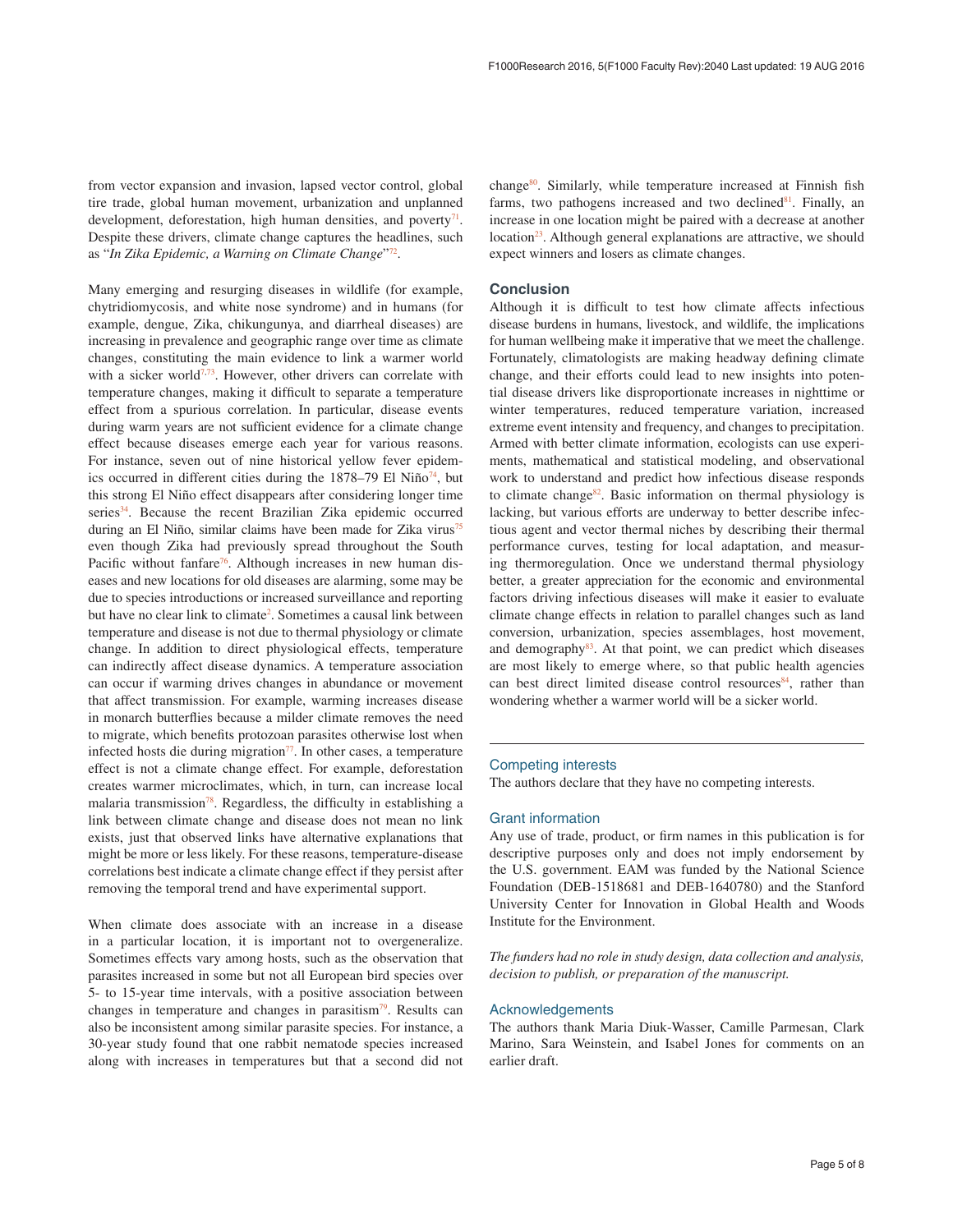from vector expansion and invasion, lapsed vector control, global tire trade, global human movement, urbanization and unplanned development, deforestation, high human densities, and poverty[71]. Despite these drivers, climate change captures the headlines, such as "*In Zika Epidemic, a Warning on Climate Change*"[72].

Many emerging and resurging diseases in wildlife (for example, chytridiomycosis, and white nose syndrome) and in humans (for example, dengue, Zika, chikungunya, and diarrheal diseases) are increasing in prevalence and geographic range over time as climate changes, constituting the main evidence to link a warmer world with a sicker world[7,73]. However, other drivers can correlate with temperature changes, making it difficult to separate a temperature effect from a spurious correlation. In particular, disease events during warm years are not sufficient evidence for a climate change effect because diseases emerge each year for various reasons. For instance, seven out of nine historical yellow fever epidemics occurred in different cities during the 1878–79 El Niño[74], but this strong El Niño effect disappears after considering longer time series[34]. Because the recent Brazilian Zika epidemic occurred during an El Niño, similar claims have been made for Zika virus[75] even though Zika had previously spread throughout the South Pacific without fanfare[76]. Although increases in new human diseases and new locations for old diseases are alarming, some may be due to species introductions or increased surveillance and reporting but have no clear link to climate[2]. Sometimes a causal link between temperature and disease is not due to thermal physiology or climate change. In addition to direct physiological effects, temperature can indirectly affect disease dynamics. A temperature association can occur if warming drives changes in abundance or movement that affect transmission. For example, warming increases disease in monarch butterflies because a milder climate removes the need to migrate, which benefits protozoan parasites otherwise lost when infected hosts die during migration[77]. In other cases, a temperature effect is not a climate change effect. For example, deforestation creates warmer microclimates, which, in turn, can increase local malaria transmission[78]. Regardless, the difficulty in establishing a link between climate change and disease does not mean no link exists, just that observed links have alternative explanations that might be more or less likely. For these reasons, temperature-disease correlations best indicate a climate change effect if they persist after removing the temporal trend and have experimental support.

When climate does associate with an increase in a disease in a particular location, it is important not to overgeneralize. Sometimes effects vary among hosts, such as the observation that parasites increased in some but not all European bird species over 5- to 15-year time intervals, with a positive association between changes in temperature and changes in parasitism[79]. Results can also be inconsistent among similar parasite species. For instance, a 30-year study found that one rabbit nematode species increased along with increases in temperatures but that a second did not change[80]. Similarly, while temperature increased at Finnish fish farms, two pathogens increased and two declined[81]. Finally, an increase in one location might be paired with a decrease at another location[23]. Although general explanations are attractive, we should expect winners and losers as climate changes.

## Conclusion

Although it is difficult to test how climate affects infectious disease burdens in humans, livestock, and wildlife, the implications for human wellbeing make it imperative that we meet the challenge. Fortunately, climatologists are making headway defining climate change, and their efforts could lead to new insights into potential disease drivers like disproportionate increases in nighttime or winter temperatures, reduced temperature variation, increased extreme event intensity and frequency, and changes to precipitation. Armed with better climate information, ecologists can use experiments, mathematical and statistical modeling, and observational work to understand and predict how infectious disease responds to climate change[82]. Basic information on thermal physiology is lacking, but various efforts are underway to better describe infectious agent and vector thermal niches by describing their thermal performance curves, testing for local adaptation, and measuring thermoregulation. Once we understand thermal physiology better, a greater appreciation for the economic and environmental factors driving infectious diseases will make it easier to evaluate climate change effects in relation to parallel changes such as land conversion, urbanization, species assemblages, host movement, and demography[83]. At that point, we can predict which diseases are most likely to emerge where, so that public health agencies can best direct limited disease control resources[84], rather than wondering whether a warmer world will be a sicker world.

### Competing interests

The authors declare that they have no competing interests.

### Grant information

Any use of trade, product, or firm names in this publication is for descriptive purposes only and does not imply endorsement by the U.S. government. EAM was funded by the National Science Foundation (DEB-1518681 and DEB-1640780) and the Stanford University Center for Innovation in Global Health and Woods Institute for the Environment.

*The funders had no role in study design, data collection and analysis, decision to publish, or preparation of the manuscript.*

### Acknowledgements

The authors thank Maria Diuk-Wasser, Camille Parmesan, Clark Marino, Sara Weinstein, and Isabel Jones for comments on an earlier draft.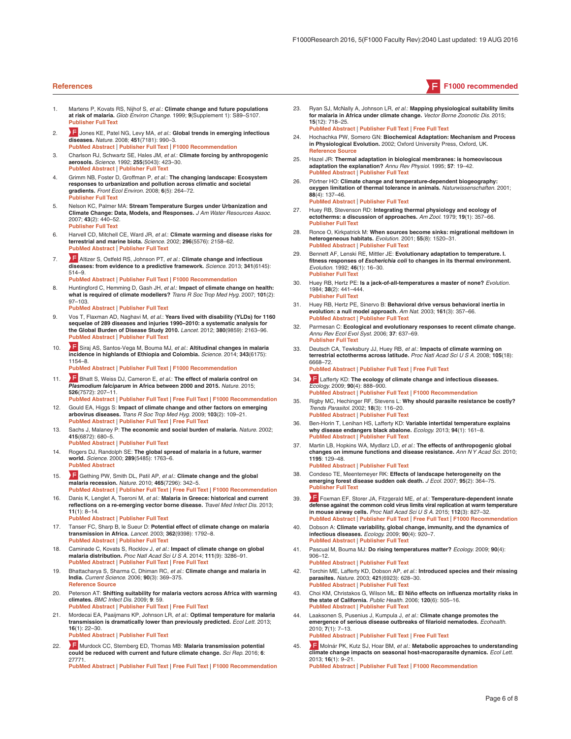## References

F1000 recommended

1. Martens P, Kovats RS, Nijhof S, *et al.*: **Climate change and future populations at risk of malaria.** *Glob Environ Change.* 1999; **9**(Supplement 1): S89–S107.
**Publisher Full Text**

2. F Jones KE, Patel NG, Levy MA, *et al.*: **Global trends in emerging infectious diseases.** *Nature.* 2008; **451**(7181): 990–3.
**PubMed Abstract** | **Publisher Full Text** | **F1000 Recommendation**

3. Charlson RJ, Schwartz SE, Hales JM, *et al.*: **Climate forcing by anthropogenic aerosols.** *Science.* 1992; **255**(5043): 423–30.
**PubMed Abstract** | **Publisher Full Text**

4. Grimm NB, Foster D, Groffman P, *et al.*: **The changing landscape: Ecosystem responses to urbanization and pollution across climatic and societal gradients.** *Front Ecol Environ.* 2008; **6**(5): 264–72.
**Publisher Full Text**

5. Nelson KC, Palmer MA: **Stream Temperature Surges under Urbanization and Climate Change: Data, Models, and Responses.** *J Am Water Resources Assoc.* 2007; **43**(2): 440–52.
**Publisher Full Text**

6. Harvell CD, Mitchell CE, Ward JR, *et al.*: **Climate warming and disease risks for terrestrial and marine biota.** *Science.* 2002; **296**(5576): 2158–62.
**PubMed Abstract** | **Publisher Full Text**

7. F Altizer S, Ostfeld RS, Johnson PT, *et al.*: **Climate change and infectious diseases: from evidence to a predictive framework.** *Science.* 2013; **341**(6145): 514–9.
**PubMed Abstract** | **Publisher Full Text** | **F1000 Recommendation**

8. Huntingford C, Hemming D, Gash JH, *et al.*: **Impact of climate change on health: what is required of climate modellers?** *Trans R Soc Trop Med Hyg.* 2007; **101**(2): 97–103.
**PubMed Abstract** | **Publisher Full Text**

9. Vos T, Flaxman AD, Naghavi M, *et al.*: **Years lived with disability (YLDs) for 1160 sequelae of 289 diseases and injuries 1990–2010: a systematic analysis for the Global Burden of Disease Study 2010.** *Lancet.* 2012; **380**(9859): 2163–96.
**PubMed Abstract** | **Publisher Full Text**

10. F Siraj AS, Santos-Vega M, Bouma MJ, *et al.*: **Altitudinal changes in malaria incidence in highlands of Ethiopia and Colombia.** *Science.* 2014; **343**(6175): 1154–8.
**PubMed Abstract** | **Publisher Full Text** | **F1000 Recommendation**

11. F Bhatt S, Weiss DJ, Cameron E, *et al.*: **The effect of malaria control on *Plasmodium falciparum* in Africa between 2000 and 2015.** *Nature.* 2015; **526**(7572): 207–11.
**PubMed Abstract** | **Publisher Full Text** | **Free Full Text** | **F1000 Recommendation**

12. Gould EA, Higgs S: **Impact of climate change and other factors on emerging arbovirus diseases.** *Trans R Soc Trop Med Hyg.* 2009; **103**(2): 109–21.
**PubMed Abstract** | **Publisher Full Text** | **Free Full Text**

13. Sachs J, Malaney P: **The economic and social burden of malaria.** *Nature.* 2002; **415**(6872): 680–5.
**PubMed Abstract** | **Publisher Full Text**

14. Rogers DJ, Randolph SE: **The global spread of malaria in a future, warmer world.** *Science.* 2000; **289**(5485): 1763–6.
**PubMed Abstract**

15. F Gething PW, Smith DL, Patil AP, *et al.*: **Climate change and the global malaria recession.** *Nature.* 2010; **465**(7296): 342–5.
**PubMed Abstract** | **Publisher Full Text** | **Free Full Text** | **F1000 Recommendation**

16. Danis K, Lenglet A, Tseroni M, *et al.*: **Malaria in Greece: historical and current reflections on a re-emerging vector borne disease.** *Travel Med Infect Dis.* 2013; **11**(1): 8–14.
**PubMed Abstract** | **Publisher Full Text**

17. Tanser FC, Sharp B, le Sueur D: **Potential effect of climate change on malaria transmission in Africa.** *Lancet.* 2003; **362**(9398): 1792–8.
**PubMed Abstract** | **Publisher Full Text**

18. Caminade C, Kovats S, Rocklov J, *et al.*: **Impact of climate change on global malaria distribution.** *Proc Natl Acad Sci U S A.* 2014; **111**(9): 3286–91.
**PubMed Abstract** | **Publisher Full Text** | **Free Full Text**

19. Bhattacharya S, Sharma C, Dhiman RC, *et al.*: **Climate change and malaria in India.** *Current Science.* 2006; **90**(3): 369–375.
**Reference Source**

20. Peterson AT: **Shifting suitability for malaria vectors across Africa with warming climates.** *BMC Infect Dis.* 2009; **9**: 59.
**PubMed Abstract** | **Publisher Full Text** | **Free Full Text**

21. Mordecai EA, Paaijmans KP, Johnson LR, *et al.*: **Optimal temperature for malaria transmission is dramatically lower than previously predicted.** *Ecol Lett.* 2013; **16**(1): 22–30.
**PubMed Abstract** | **Publisher Full Text**

22. F Murdock CC, Sternberg ED, Thomas MB: **Malaria transmission potential could be reduced with current and future climate change.** *Sci Rep.* 2016; **6**: 27771.
**PubMed Abstract** | **Publisher Full Text** | **Free Full Text** | **F1000 Recommendation**

23. Ryan SJ, McNally A, Johnson LR, *et al.*: **Mapping physiological suitability limits for malaria in Africa under climate change.** *Vector Borne Zoonotic Dis.* 2015; **15**(12): 718–25.
**PubMed Abstract** | **Publisher Full Text** | **Free Full Text**

24. Hochachka PW, Somero GN: **Biochemical Adaptation: Mechanism and Process in Physiological Evolution.** 2002; Oxford University Press, Oxford, UK.
**Reference Source**

25. Hazel JR: **Thermal adaptation in biological membranes: is homeoviscous adaptation the explanation?** *Annu Rev Physiol.* 1995; **57**: 19–42.
**PubMed Abstract** | **Publisher Full Text**

26. Pörtner HO: **Climate change and temperature-dependent biogeography: oxygen limitation of thermal tolerance in animals.** *Naturwissenschaften.* 2001; **88**(4): 137–46.
**PubMed Abstract** | **Publisher Full Text**

27. Huey RB, Stevenson RD: **Integrating thermal physiology and ecology of ectotherms: a discussion of approaches.** *Am Zool.* 1979; **19**(1): 357–66.
**Publisher Full Text**

28. Ronce O, Kirkpatrick M: **When sources become sinks: migrational meltdown in heterogeneous habitats.** *Evolution.* 2001; **55**(8): 1520–31.
**PubMed Abstract** | **Publisher Full Text**

29. Bennett AF, Lenski RE, Mittler JE: **Evolutionary adaptation to temperature. I. fitness responses of *Escherichia coli* to changes in its thermal environment.** *Evolution.* 1992; **46**(1): 16–30.
**Publisher Full Text**

30. Huey RB, Hertz PE: **Is a jack-of-all-temperatures a master of none?** *Evolution.* 1984; **38**(2): 441–444.
**Publisher Full Text**

31. Huey RB, Hertz PE, Sinervo B: **Behavioral drive versus behavioral inertia in evolution: a null model approach.** *Am Nat.* 2003; **161**(3): 357–66.
**PubMed Abstract** | **Publisher Full Text**

32. Parmesan C: **Ecological and evolutionary responses to recent climate change.** *Annu Rev Ecol Evol Syst.* 2006; **37**: 637–69.
**Publisher Full Text**

33. Deutsch CA, Tewksbury JJ, Huey RB, *et al.*: **Impacts of climate warming on terrestrial ectotherms across latitude.** *Proc Natl Acad Sci U S A.* 2008; **105**(18): 6668–72.
**PubMed Abstract** | **Publisher Full Text** | **Free Full Text**

34. F Lafferty KD: **The ecology of climate change and infectious diseases.** *Ecology.* 2009; **90**(4): 888–900.
**PubMed Abstract** | **Publisher Full Text** | **F1000 Recommendation**

35. Rigby MC, Hechinger RF, Stevens L: **Why should parasite resistance be costly?** *Trends Parasitol.* 2002; **18**(3): 116–20.
**PubMed Abstract** | **Publisher Full Text**

36. Ben-Horin T, Lenihan HS, Lafferty KD: **Variable intertidal temperature explains why disease endangers black abalone.** *Ecology.* 2013; **94**(1): 161–8.
**PubMed Abstract** | **Publisher Full Text**

37. Martin LB, Hopkins WA, Mydlarz LD, *et al.*: **The effects of anthropogenic global changes on immune functions and disease resistance.** *Ann N Y Acad Sci.* 2010; **1195**: 129–48.
**PubMed Abstract** | **Publisher Full Text**

38. Condeso TE, Meentemeyer RK: **Effects of landscape heterogeneity on the emerging forest disease sudden oak death.** *J Ecol.* 2007; **95**(2): 364–75.
**Publisher Full Text**

39. F Foxman EF, Storer JA, Fitzgerald ME, *et al.*: **Temperature-dependent innate defense against the common cold virus limits viral replication at warm temperature in mouse airway cells.** *Proc Natl Acad Sci U S A.* 2015; **112**(3): 827–32.
**PubMed Abstract** | **Publisher Full Text** | **Free Full Text** | **F1000 Recommendation**

40. Dobson A: **Climate variability, global change, immunity, and the dynamics of infectious diseases.** *Ecology.* 2009; **90**(4): 920–7.
**PubMed Abstract** | **Publisher Full Text**

41. Pascual M, Bouma MJ: **Do rising temperatures matter?** *Ecology.* 2009; **90**(4): 906–12.
**PubMed Abstract** | **Publisher Full Text**

42. Torchin ME, Lafferty KD, Dobson AP, *et al.*: **Introduced species and their missing parasites.** *Nature.* 2003; **421**(6923): 628–30.
**PubMed Abstract** | **Publisher Full Text**

43. Choi KM, Christakos G, Wilson ML: **El Niño effects on influenza mortality risks in the state of California.** *Public Health.* 2006; **120**(6): 505–16.
**PubMed Abstract** | **Publisher Full Text**

44. Laaksonen S, Pusenius J, Kumpula J, *et al.*: **Climate change promotes the emergence of serious disease outbreaks of filarioid nematodes.** *Ecohealth.* 2010; **7**(1): 7–13.
**PubMed Abstract** | **Publisher Full Text** | **Free Full Text**

45. F Molnár PK, Kutz SJ, Hoar BM, *et al.*: **Metabolic approaches to understanding climate change impacts on seasonal host-macroparasite dynamics.** *Ecol Lett.* 2013; **16**(1): 9–21.
**PubMed Abstract** | **Publisher Full Text** | **F1000 Recommendation**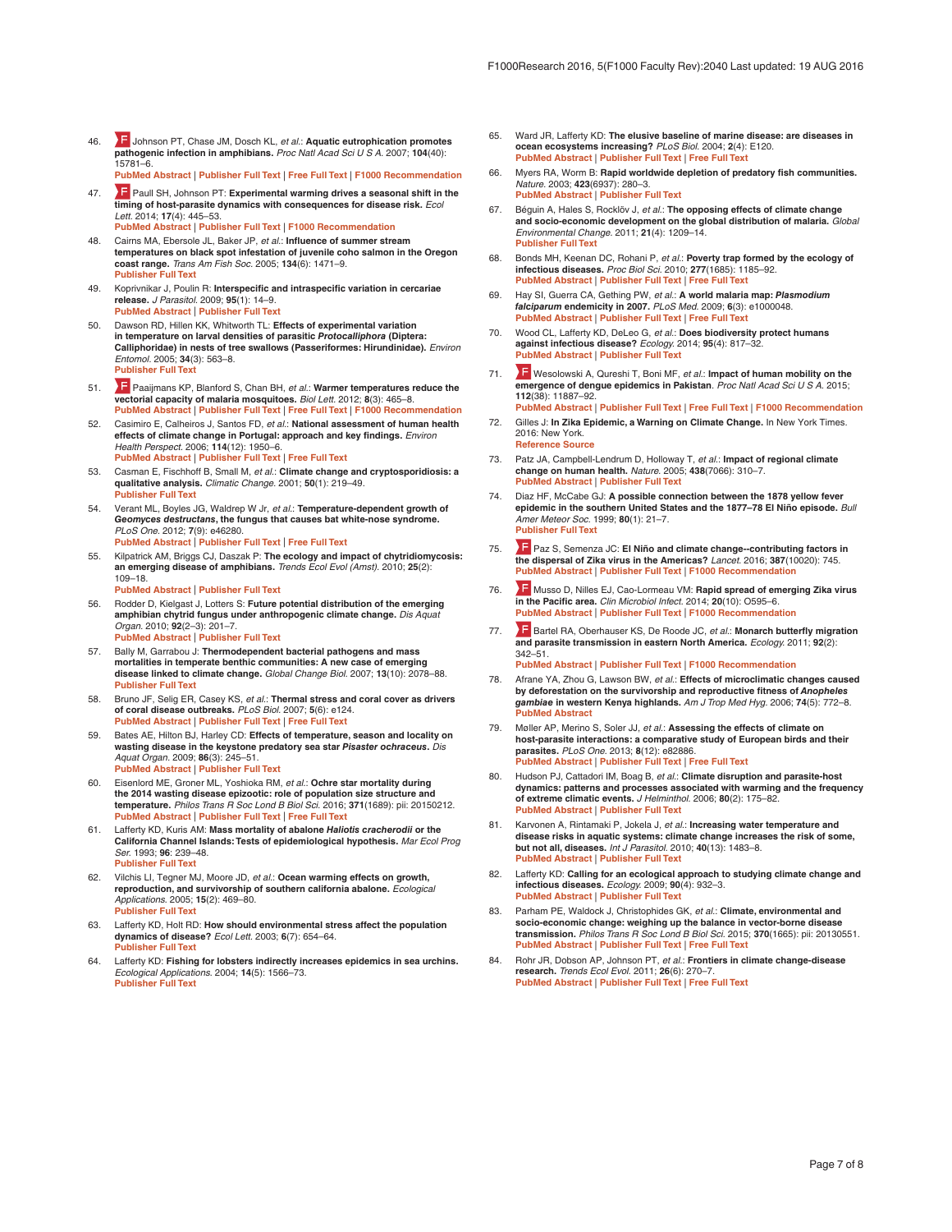46. F Johnson PT, Chase JM, Dosch KL, *et al.*: **Aquatic eutrophication promotes pathogenic infection in amphibians.** *Proc Natl Acad Sci U S A.* 2007; **104**(40): 15781–6.
PubMed Abstract | Publisher Full Text | Free Full Text | F1000 Recommendation

47. F Paull SH, Johnson PT: **Experimental warming drives a seasonal shift in the timing of host-parasite dynamics with consequences for disease risk.** *Ecol Lett.* 2014; **17**(4): 445–53.
PubMed Abstract | Publisher Full Text | F1000 Recommendation

48. Cairns MA, Ebersole JL, Baker JP, *et al.*: **Influence of summer stream temperatures on black spot infestation of juvenile coho salmon in the Oregon coast range.** *Trans Am Fish Soc.* 2005; **134**(6): 1471–9.
Publisher Full Text

49. Koprivnikar J, Poulin R: **Interspecific and intraspecific variation in cercariae release.** *J Parasitol.* 2009; **95**(1): 14–9.
PubMed Abstract | Publisher Full Text

50. Dawson RD, Hillen KK, Whitworth TL: **Effects of experimental variation in temperature on larval densities of parasitic *Protocalliphora* (Diptera: Calliphoridae) in nests of tree swallows (Passeriformes: Hirundinidae).** *Environ Entomol.* 2005; **34**(3): 563–8.
Publisher Full Text

51. F Paaijmans KP, Blanford S, Chan BH, *et al.*: **Warmer temperatures reduce the vectorial capacity of malaria mosquitoes.** *Biol Lett.* 2012; **8**(3): 465–8.
PubMed Abstract | Publisher Full Text | Free Full Text | F1000 Recommendation

52. Casimiro E, Calheiros J, Santos FD, *et al.*: **National assessment of human health effects of climate change in Portugal: approach and key findings.** *Environ Health Perspect.* 2006; **114**(12): 1950–6.
PubMed Abstract | Publisher Full Text | Free Full Text

53. Casman E, Fischhoff B, Small M, *et al.*: **Climate change and cryptosporidiosis: a qualitative analysis.** *Climatic Change.* 2001; **50**(1): 219–49.
Publisher Full Text

54. Verant ML, Boyles JG, Waldrep W Jr, *et al.*: **Temperature-dependent growth of *Geomyces destructans*, the fungus that causes bat white-nose syndrome.** *PLoS One.* 2012; **7**(9): e46280.
PubMed Abstract | Publisher Full Text | Free Full Text

55. Kilpatrick AM, Briggs CJ, Daszak P: **The ecology and impact of chytridiomycosis: an emerging disease of amphibians.** *Trends Ecol Evol (Amst).* 2010; **25**(2): 109–18.
PubMed Abstract | Publisher Full Text

56. Rodder D, Kielgast J, Lotters S: **Future potential distribution of the emerging amphibian chytrid fungus under anthropogenic climate change.** *Dis Aquat Organ.* 2010; **92**(2–3): 201–7.
PubMed Abstract | Publisher Full Text

57. Bally M, Garrabou J: **Thermodependent bacterial pathogens and mass mortalities in temperate benthic communities: A new case of emerging disease linked to climate change.** *Global Change Biol.* 2007; **13**(10): 2078–88.
Publisher Full Text

58. Bruno JF, Selig ER, Casey KS, *et al.*: **Thermal stress and coral cover as drivers of coral disease outbreaks.** *PLoS Biol.* 2007; **5**(6): e124.
PubMed Abstract | Publisher Full Text | Free Full Text

59. Bates AE, Hilton BJ, Harley CD: **Effects of temperature, season and locality on wasting disease in the keystone predatory sea star *Pisaster ochraceus*.** *Dis Aquat Organ.* 2009; **86**(3): 245–51.
PubMed Abstract | Publisher Full Text

60. Eisenlord ME, Groner ML, Yoshioka RM, *et al.*: **Ochre star mortality during the 2014 wasting disease epizootic: role of population size structure and temperature.** *Philos Trans R Soc Lond B Biol Sci.* 2016; **371**(1689): pii: 20150212.
PubMed Abstract | Publisher Full Text | Free Full Text

61. Lafferty KD, Kuris AM: **Mass mortality of abalone *Haliotis cracherodii* on the California Channel Islands: Tests of epidemiological hypothesis.** *Mar Ecol Prog Ser.* 1993; **96**: 239–48.
Publisher Full Text

62. Vilchis LI, Tegner MJ, Moore JD, *et al.*: **Ocean warming effects on growth, reproduction, and survivorship of southern california abalone.** *Ecological Applications.* 2005; **15**(2): 469–80.
Publisher Full Text

63. Lafferty KD, Holt RD: **How should environmental stress affect the population dynamics of disease?** *Ecol Lett.* 2003; **6**(7): 654–64.
Publisher Full Text

64. Lafferty KD: **Fishing for lobsters indirectly increases epidemics in sea urchins.** *Ecological Applications.* 2004; **14**(5): 1566–73.
Publisher Full Text

65. Ward JR, Lafferty KD: **The elusive baseline of marine disease: are diseases in ocean ecosystems increasing?** *PLoS Biol.* 2004; **2**(4): E120.
PubMed Abstract | Publisher Full Text | Free Full Text

66. Myers RA, Worm B: **Rapid worldwide depletion of predatory fish communities.** *Nature.* 2003; **423**(6937): 280–3.
PubMed Abstract | Publisher Full Text

67. Béguin A, Hales S, Rocklöv J, *et al.*: **The opposing effects of climate change and socio-economic development on the global distribution of malaria.** *Global Environmental Change.* 2011; **21**(4): 1209–14.
Publisher Full Text

68. Bonds MH, Keenan DC, Rohani P, *et al.*: **Poverty trap formed by the ecology of infectious diseases.** *Proc Biol Sci.* 2010; **277**(1685): 1185–92.
PubMed Abstract | Publisher Full Text | Free Full Text

69. Hay SI, Guerra CA, Gething PW, *et al.*: **A world malaria map: *Plasmodium falciparum* endemicity in 2007.** *PLoS Med.* 2009; **6**(3): e1000048.
PubMed Abstract | Publisher Full Text | Free Full Text

70. Wood CL, Lafferty KD, DeLeo G, *et al.*: **Does biodiversity protect humans against infectious disease?** *Ecology.* 2014; **95**(4): 817–32.
PubMed Abstract | Publisher Full Text

71. F Wesolowski A, Qureshi T, Boni MF, *et al.*: **Impact of human mobility on the emergence of dengue epidemics in Pakistan.** *Proc Natl Acad Sci U S A.* 2015; **112**(38): 11887–92.
PubMed Abstract | Publisher Full Text | Free Full Text | F1000 Recommendation

72. Gilles J: **In Zika Epidemic, a Warning on Climate Change.** In New York Times. 2016: New York.
Reference Source

73. Patz JA, Campbell-Lendrum D, Holloway T, *et al.*: **Impact of regional climate change on human health.** *Nature.* 2005; **438**(7066): 310–7.
PubMed Abstract | Publisher Full Text

74. Diaz HF, McCabe GJ: **A possible connection between the 1878 yellow fever epidemic in the southern United States and the 1877–78 El Niño episode.** *Bull Amer Meteor Soc.* 1999; **80**(1): 21–7.
Publisher Full Text

75. F Paz S, Semenza JC: **El Niño and climate change--contributing factors in the dispersal of Zika virus in the Americas?** *Lancet.* 2016; **387**(10020): 745.
PubMed Abstract | Publisher Full Text | F1000 Recommendation

76. F Musso D, Nilles EJ, Cao-Lormeau VM: **Rapid spread of emerging Zika virus in the Pacific area.** *Clin Microbiol Infect.* 2014; **20**(10): O595–6.
PubMed Abstract | Publisher Full Text | F1000 Recommendation

77. F Bartel RA, Oberhauser KS, De Roode JC, *et al.*: **Monarch butterfly migration and parasite transmission in eastern North America.** *Ecology.* 2011; **92**(2): 342–51.
PubMed Abstract | Publisher Full Text | F1000 Recommendation

78. Afrane YA, Zhou G, Lawson BW, *et al.*: **Effects of microclimatic changes caused by deforestation on the survivorship and reproductive fitness of *Anopheles gambiae* in western Kenya highlands.** *Am J Trop Med Hyg.* 2006; **74**(5): 772–8.
PubMed Abstract

79. Møller AP, Merino S, Soler JJ, *et al.*: **Assessing the effects of climate on host-parasite interactions: a comparative study of European birds and their parasites.** *PLoS One.* 2013; **8**(12): e82886.
PubMed Abstract | Publisher Full Text | Free Full Text

80. Hudson PJ, Cattadori IM, Boag B, *et al.*: **Climate disruption and parasite-host dynamics: patterns and processes associated with warming and the frequency of extreme climatic events.** *J Helminthol.* 2006; **80**(2): 175–82.
PubMed Abstract | Publisher Full Text

81. Karvonen A, Rintamaki P, Jokela J, *et al.*: **Increasing water temperature and disease risks in aquatic systems: climate change increases the risk of some, but not all, diseases.** *Int J Parasitol.* 2010; **40**(13): 1483–8.
PubMed Abstract | Publisher Full Text

82. Lafferty KD: **Calling for an ecological approach to studying climate change and infectious diseases.** *Ecology.* 2009; **90**(4): 932–3.
PubMed Abstract | Publisher Full Text

83. Parham PE, Waldock J, Christophides GK, *et al.*: **Climate, environmental and socio-economic change: weighing up the balance in vector-borne disease transmission.** *Philos Trans R Soc Lond B Biol Sci.* 2015; **370**(1665): pii: 20130551.
PubMed Abstract | Publisher Full Text | Free Full Text

84. Rohr JR, Dobson AP, Johnson PT, *et al.*: **Frontiers in climate change-disease research.** *Trends Ecol Evol.* 2011; **26**(6): 270–7.
PubMed Abstract | Publisher Full Text | Free Full Text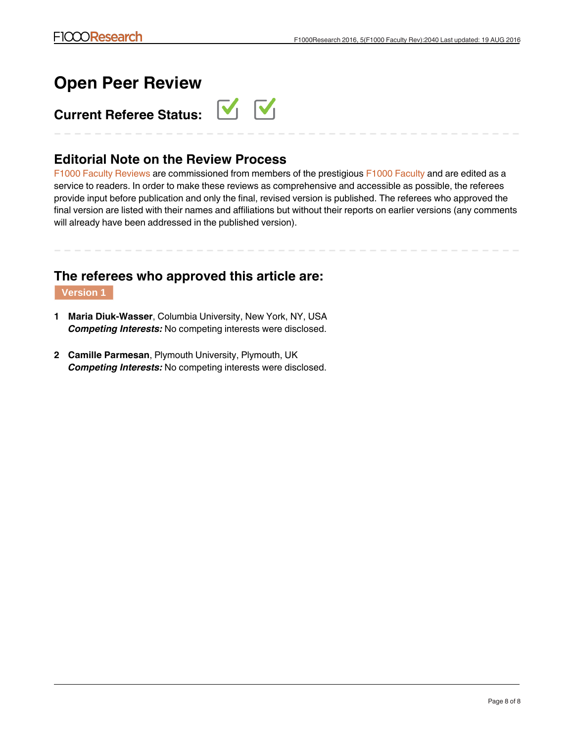# Open Peer Review

## Current Referee Status:

## Editorial Note on the Review Process

F1000 Faculty Reviews are commissioned from members of the prestigious F1000 Faculty and are edited as a service to readers. In order to make these reviews as comprehensive and accessible as possible, the referees provide input before publication and only the final, revised version is published. The referees who approved the final version are listed with their names and affiliations but without their reports on earlier versions (any comments will already have been addressed in the published version).

## The referees who approved this article are:

**Version 1**

1. **Maria Diuk-Wasser**, Columbia University, New York, NY, USA
   ***Competing Interests:*** No competing interests were disclosed.

2. **Camille Parmesan**, Plymouth University, Plymouth, UK
   ***Competing Interests:*** No competing interests were disclosed.